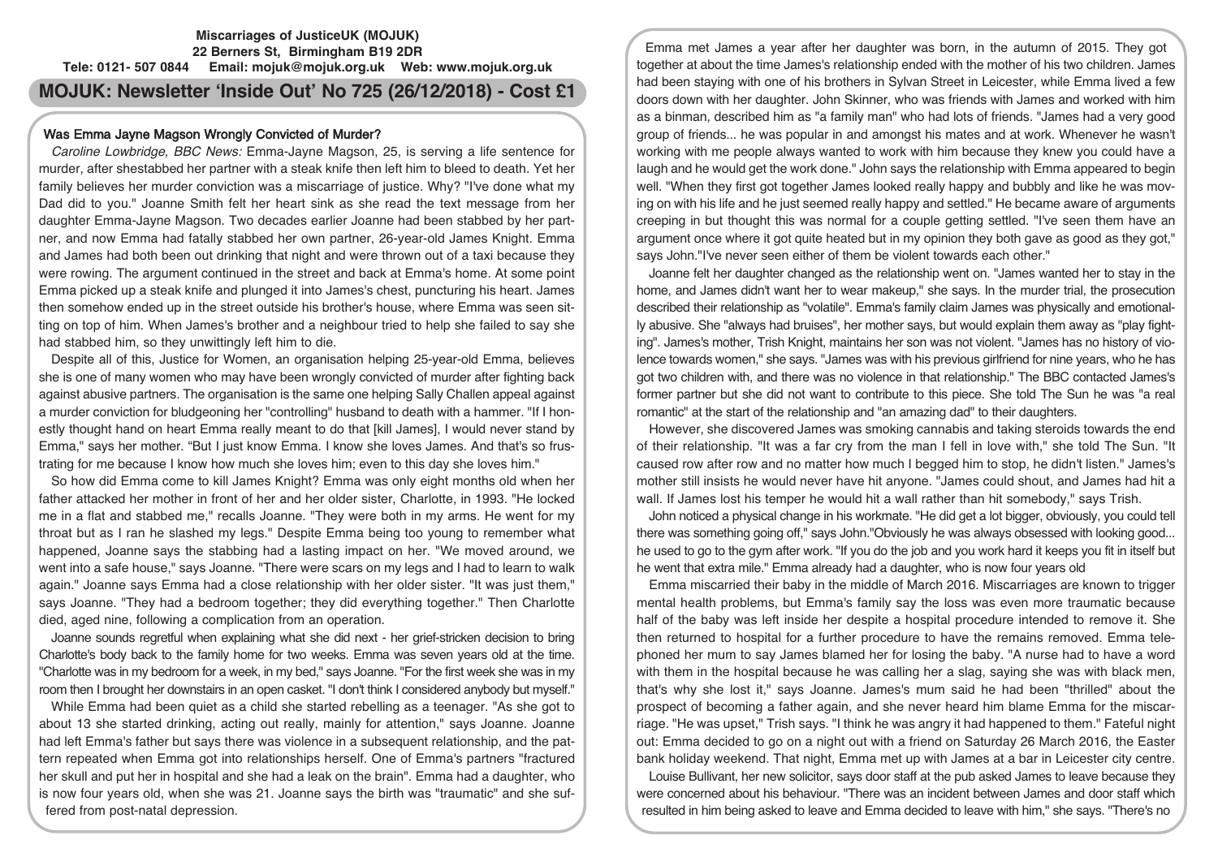**Miscarriages of JusticeUK (MOJUK)**
**22 Berners St, Birmingham B19 2DR**
**Tele: 0121- 507 0844 Email: mojuk@mojuk.org.uk Web: www.mojuk.org.uk**

# MOJUK: Newsletter 'Inside Out' No 725 (26/12/2018) - Cost £1

## Was Emma Jayne Magson Wrongly Convicted of Murder?

*Caroline Lowbridge, BBC News:* Emma-Jayne Magson, 25, is serving a life sentence for murder, after shestabbed her partner with a steak knife then left him to bleed to death. Yet her family believes her murder conviction was a miscarriage of justice. Why? "I've done what my Dad did to you." Joanne Smith felt her heart sink as she read the text message from her daughter Emma-Jayne Magson. Two decades earlier Joanne had been stabbed by her partner, and now Emma had fatally stabbed her own partner, 26-year-old James Knight. Emma and James had both been out drinking that night and were thrown out of a taxi because they were rowing. The argument continued in the street and back at Emma's home. At some point Emma picked up a steak knife and plunged it into James's chest, puncturing his heart. James then somehow ended up in the street outside his brother's house, where Emma was seen sitting on top of him. When James's brother and a neighbour tried to help she failed to say she had stabbed him, so they unwittingly left him to die.

Despite all of this, Justice for Women, an organisation helping 25-year-old Emma, believes she is one of many women who may have been wrongly convicted of murder after fighting back against abusive partners. The organisation is the same one helping Sally Challen appeal against a murder conviction for bludgeoning her "controlling" husband to death with a hammer. "If I honestly thought hand on heart Emma really meant to do that [kill James], I would never stand by Emma," says her mother. "But I just know Emma. I know she loves James. And that's so frustrating for me because I know how much she loves him; even to this day she loves him."

So how did Emma come to kill James Knight? Emma was only eight months old when her father attacked her mother in front of her and her older sister, Charlotte, in 1993. "He locked me in a flat and stabbed me," recalls Joanne. "They were both in my arms. He went for my throat but as I ran he slashed my legs." Despite Emma being too young to remember what happened, Joanne says the stabbing had a lasting impact on her. "We moved around, we went into a safe house," says Joanne. "There were scars on my legs and I had to learn to walk again." Joanne says Emma had a close relationship with her older sister. "It was just them," says Joanne. "They had a bedroom together; they did everything together." Then Charlotte died, aged nine, following a complication from an operation.

Joanne sounds regretful when explaining what she did next - her grief-stricken decision to bring Charlotte's body back to the family home for two weeks. Emma was seven years old at the time. "Charlotte was in my bedroom for a week, in my bed," says Joanne. "For the first week she was in my room then I brought her downstairs in an open casket. "I don't think I considered anybody but myself."

While Emma had been quiet as a child she started rebelling as a teenager. "As she got to about 13 she started drinking, acting out really, mainly for attention," says Joanne. Joanne had left Emma's father but says there was violence in a subsequent relationship, and the pattern repeated when Emma got into relationships herself. One of Emma's partners "fractured her skull and put her in hospital and she had a leak on the brain". Emma had a daughter, who is now four years old, when she was 21. Joanne says the birth was "traumatic" and she suffered from post-natal depression.

Emma met James a year after her daughter was born, in the autumn of 2015. They got together at about the time James's relationship ended with the mother of his two children. James had been staying with one of his brothers in Sylvan Street in Leicester, while Emma lived a few doors down with her daughter. John Skinner, who was friends with James and worked with him as a binman, described him as "a family man" who had lots of friends. "James had a very good group of friends... he was popular in and amongst his mates and at work. Whenever he wasn't working with me people always wanted to work with him because they knew you could have a laugh and he would get the work done." John says the relationship with Emma appeared to begin well. "When they first got together James looked really happy and bubbly and like he was moving on with his life and he just seemed really happy and settled." He became aware of arguments creeping in but thought this was normal for a couple getting settled. "I've seen them have an argument once where it got quite heated but in my opinion they both gave as good as they got," says John."I've never seen either of them be violent towards each other."

Joanne felt her daughter changed as the relationship went on. "James wanted her to stay in the home, and James didn't want her to wear makeup," she says. In the murder trial, the prosecution described their relationship as "volatile". Emma's family claim James was physically and emotionally abusive. She "always had bruises", her mother says, but would explain them away as "play fighting". James's mother, Trish Knight, maintains her son was not violent. "James has no history of violence towards women," she says. "James was with his previous girlfriend for nine years, who he has got two children with, and there was no violence in that relationship." The BBC contacted James's former partner but she did not want to contribute to this piece. She told The Sun he was "a real romantic" at the start of the relationship and "an amazing dad" to their daughters.

However, she discovered James was smoking cannabis and taking steroids towards the end of their relationship. "It was a far cry from the man I fell in love with," she told The Sun. "It caused row after row and no matter how much I begged him to stop, he didn't listen." James's mother still insists he would never have hit anyone. "James could shout, and James had hit a wall. If James lost his temper he would hit a wall rather than hit somebody," says Trish.

John noticed a physical change in his workmate. "He did get a lot bigger, obviously, you could tell there was something going off," says John."Obviously he was always obsessed with looking good... he used to go to the gym after work. "If you do the job and you work hard it keeps you fit in itself but he went that extra mile." Emma already had a daughter, who is now four years old

Emma miscarried their baby in the middle of March 2016. Miscarriages are known to trigger mental health problems, but Emma's family say the loss was even more traumatic because half of the baby was left inside her despite a hospital procedure intended to remove it. She then returned to hospital for a further procedure to have the remains removed. Emma telephoned her mum to say James blamed her for losing the baby. "A nurse had to have a word with them in the hospital because he was calling her a slag, saying she was with black men, that's why she lost it," says Joanne. James's mum said he had been "thrilled" about the prospect of becoming a father again, and she never heard him blame Emma for the miscarriage. "He was upset," Trish says. "I think he was angry it had happened to them." Fateful night out: Emma decided to go on a night out with a friend on Saturday 26 March 2016, the Easter bank holiday weekend. That night, Emma met up with James at a bar in Leicester city centre.

Louise Bullivant, her new solicitor, says door staff at the pub asked James to leave because they were concerned about his behaviour. "There was an incident between James and door staff which resulted in him being asked to leave and Emma decided to leave with him," she says. "There's no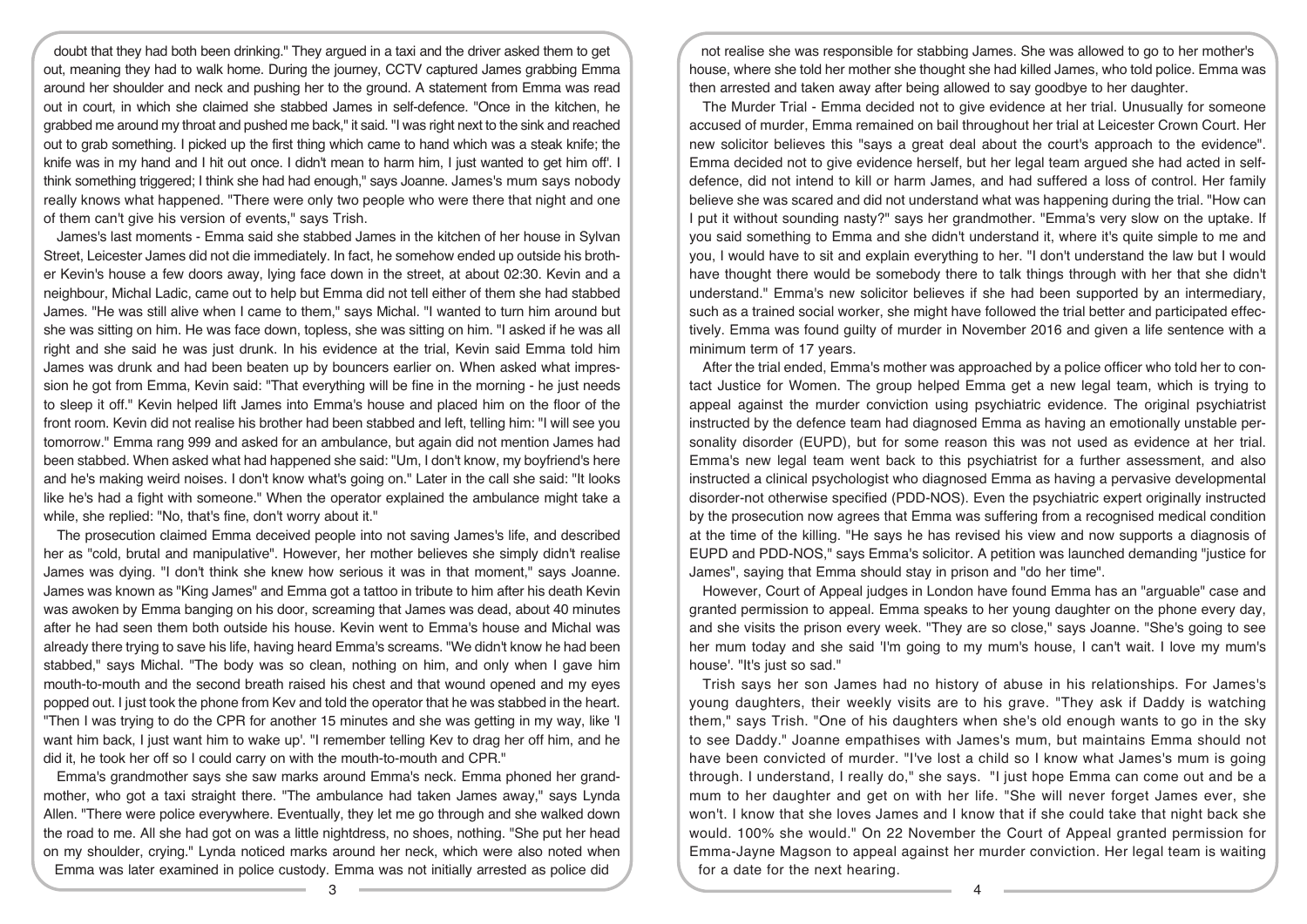doubt that they had both been drinking." They argued in a taxi and the driver asked them to get out, meaning they had to walk home. During the journey, CCTV captured James grabbing Emma around her shoulder and neck and pushing her to the ground. A statement from Emma was read out in court, in which she claimed she stabbed James in self-defence. "Once in the kitchen, he grabbed me around my throat and pushed me back," it said. "I was right next to the sink and reached out to grab something. I picked up the first thing which came to hand which was a steak knife; the knife was in my hand and I hit out once. I didn't mean to harm him, I just wanted to get him off'. I think something triggered; I think she had had enough," says Joanne. James's mum says nobody really knows what happened. "There were only two people who were there that night and one of them can't give his version of events," says Trish.

James's last moments - Emma said she stabbed James in the kitchen of her house in Sylvan Street, Leicester James did not die immediately. In fact, he somehow ended up outside his brother Kevin's house a few doors away, lying face down in the street, at about 02:30. Kevin and a neighbour, Michal Ladic, came out to help but Emma did not tell either of them she had stabbed James. "He was still alive when I came to them," says Michal. "I wanted to turn him around but she was sitting on him. He was face down, topless, she was sitting on him. "I asked if he was all right and she said he was just drunk. In his evidence at the trial, Kevin said Emma told him James was drunk and had been beaten up by bouncers earlier on. When asked what impression he got from Emma, Kevin said: "That everything will be fine in the morning - he just needs to sleep it off." Kevin helped lift James into Emma's house and placed him on the floor of the front room. Kevin did not realise his brother had been stabbed and left, telling him: "I will see you tomorrow." Emma rang 999 and asked for an ambulance, but again did not mention James had been stabbed. When asked what had happened she said: "Um, I don't know, my boyfriend's here and he's making weird noises. I don't know what's going on." Later in the call she said: "It looks like he's had a fight with someone." When the operator explained the ambulance might take a while, she replied: "No, that's fine, don't worry about it."

The prosecution claimed Emma deceived people into not saving James's life, and described her as "cold, brutal and manipulative". However, her mother believes she simply didn't realise James was dying. "I don't think she knew how serious it was in that moment," says Joanne. James was known as "King James" and Emma got a tattoo in tribute to him after his death Kevin was awoken by Emma banging on his door, screaming that James was dead, about 40 minutes after he had seen them both outside his house. Kevin went to Emma's house and Michal was already there trying to save his life, having heard Emma's screams. "We didn't know he had been stabbed," says Michal. "The body was so clean, nothing on him, and only when I gave him mouth-to-mouth and the second breath raised his chest and that wound opened and my eyes popped out. I just took the phone from Kev and told the operator that he was stabbed in the heart. "Then I was trying to do the CPR for another 15 minutes and she was getting in my way, like 'I want him back, I just want him to wake up'. "I remember telling Kev to drag her off him, and he did it, he took her off so I could carry on with the mouth-to-mouth and CPR."

Emma's grandmother says she saw marks around Emma's neck. Emma phoned her grandmother, who got a taxi straight there. "The ambulance had taken James away," says Lynda Allen. "There were police everywhere. Eventually, they let me go through and she walked down the road to me. All she had got on was a little nightdress, no shoes, nothing. "She put her head on my shoulder, crying." Lynda noticed marks around her neck, which were also noted when Emma was later examined in police custody. Emma was not initially arrested as police did not realise she was responsible for stabbing James. She was allowed to go to her mother's house, where she told her mother she thought she had killed James, who told police. Emma was then arrested and taken away after being allowed to say goodbye to her daughter.

The Murder Trial - Emma decided not to give evidence at her trial. Unusually for someone accused of murder, Emma remained on bail throughout her trial at Leicester Crown Court. Her new solicitor believes this "says a great deal about the court's approach to the evidence". Emma decided not to give evidence herself, but her legal team argued she had acted in self-defence, did not intend to kill or harm James, and had suffered a loss of control. Her family believe she was scared and did not understand what was happening during the trial. "How can I put it without sounding nasty?" says her grandmother. "Emma's very slow on the uptake. If you said something to Emma and she didn't understand it, where it's quite simple to me and you, I would have to sit and explain everything to her. "I don't understand the law but I would have thought there would be somebody there to talk things through with her that she didn't understand." Emma's new solicitor believes if she had been supported by an intermediary, such as a trained social worker, she might have followed the trial better and participated effectively. Emma was found guilty of murder in November 2016 and given a life sentence with a minimum term of 17 years.

After the trial ended, Emma's mother was approached by a police officer who told her to contact Justice for Women. The group helped Emma get a new legal team, which is trying to appeal against the murder conviction using psychiatric evidence. The original psychiatrist instructed by the defence team had diagnosed Emma as having an emotionally unstable personality disorder (EUPD), but for some reason this was not used as evidence at her trial. Emma's new legal team went back to this psychiatrist for a further assessment, and also instructed a clinical psychologist who diagnosed Emma as having a pervasive developmental disorder-not otherwise specified (PDD-NOS). Even the psychiatric expert originally instructed by the prosecution now agrees that Emma was suffering from a recognised medical condition at the time of the killing. "He says he has revised his view and now supports a diagnosis of EUPD and PDD-NOS," says Emma's solicitor. A petition was launched demanding "justice for James", saying that Emma should stay in prison and "do her time".

However, Court of Appeal judges in London have found Emma has an "arguable" case and granted permission to appeal. Emma speaks to her young daughter on the phone every day, and she visits the prison every week. "They are so close," says Joanne. "She's going to see her mum today and she said 'I'm going to my mum's house, I can't wait. I love my mum's house'. "It's just so sad."

Trish says her son James had no history of abuse in his relationships. For James's young daughters, their weekly visits are to his grave. "They ask if Daddy is watching them," says Trish. "One of his daughters when she's old enough wants to go in the sky to see Daddy." Joanne empathises with James's mum, but maintains Emma should not have been convicted of murder. "I've lost a child so I know what James's mum is going through. I understand, I really do," she says. "I just hope Emma can come out and be a mum to her daughter and get on with her life. "She will never forget James ever, she won't. I know that she loves James and I know that if she could take that night back she would. 100% she would." On 22 November the Court of Appeal granted permission for Emma-Jayne Magson to appeal against her murder conviction. Her legal team is waiting for a date for the next hearing.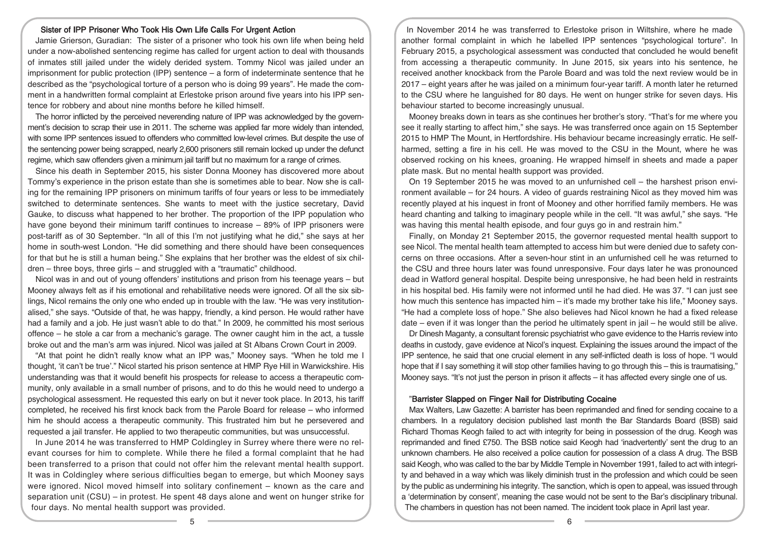### Sister of IPP Prisoner Who Took His Own Life Calls For Urgent Action

Jamie Grierson, Guradian: The sister of a prisoner who took his own life when being held under a now-abolished sentencing regime has called for urgent action to deal with thousands of inmates still jailed under the widely derided system. Tommy Nicol was jailed under an imprisonment for public protection (IPP) sentence – a form of indeterminate sentence that he described as the "psychological torture of a person who is doing 99 years". He made the comment in a handwritten formal complaint at Erlestoke prison around five years into his IPP sentence for robbery and about nine months before he killed himself.

The horror inflicted by the perceived neverending nature of IPP was acknowledged by the government's decision to scrap their use in 2011. The scheme was applied far more widely than intended, with some IPP sentences issued to offenders who committed low-level crimes. But despite the use of the sentencing power being scrapped, nearly 2,600 prisoners still remain locked up under the defunct regime, which saw offenders given a minimum jail tariff but no maximum for a range of crimes.

Since his death in September 2015, his sister Donna Mooney has discovered more about Tommy's experience in the prison estate than she is sometimes able to bear. Now she is calling for the remaining IPP prisoners on minimum tariffs of four years or less to be immediately switched to determinate sentences. She wants to meet with the justice secretary, David Gauke, to discuss what happened to her brother. The proportion of the IPP population who have gone beyond their minimum tariff continues to increase – 89% of IPP prisoners were post-tariff as of 30 September. "In all of this I'm not justifying what he did," she says at her home in south-west London. "He did something and there should have been consequences for that but he is still a human being." She explains that her brother was the eldest of six children – three boys, three girls – and struggled with a "traumatic" childhood.

Nicol was in and out of young offenders' institutions and prison from his teenage years – but Mooney always felt as if his emotional and rehabilitative needs were ignored. Of all the six siblings, Nicol remains the only one who ended up in trouble with the law. "He was very institutionalised," she says. "Outside of that, he was happy, friendly, a kind person. He would rather have had a family and a job. He just wasn't able to do that." In 2009, he committed his most serious offence – he stole a car from a mechanic's garage. The owner caught him in the act, a tussle broke out and the man's arm was injured. Nicol was jailed at St Albans Crown Court in 2009.

"At that point he didn't really know what an IPP was," Mooney says. "When he told me I thought, 'it can't be true'." Nicol started his prison sentence at HMP Rye Hill in Warwickshire. His understanding was that it would benefit his prospects for release to access a therapeutic community, only available in a small number of prisons, and to do this he would need to undergo a psychological assessment. He requested this early on but it never took place. In 2013, his tariff completed, he received his first knock back from the Parole Board for release – who informed him he should access a therapeutic community. This frustrated him but he persevered and requested a jail transfer. He applied to two therapeutic communities, but was unsuccessful.

In June 2014 he was transferred to HMP Coldingley in Surrey where there were no relevant courses for him to complete. While there he filed a formal complaint that he had been transferred to a prison that could not offer him the relevant mental health support. It was in Coldingley where serious difficulties began to emerge, but which Mooney says were ignored. Nicol moved himself into solitary confinement – known as the care and separation unit (CSU) – in protest. He spent 48 days alone and went on hunger strike for four days. No mental health support was provided.

In November 2014 he was transferred to Erlestoke prison in Wiltshire, where he made another formal complaint in which he labelled IPP sentences "psychological torture". In February 2015, a psychological assessment was conducted that concluded he would benefit from accessing a therapeutic community. In June 2015, six years into his sentence, he received another knockback from the Parole Board and was told the next review would be in 2017 – eight years after he was jailed on a minimum four-year tariff. A month later he returned to the CSU where he languished for 80 days. He went on hunger strike for seven days. His behaviour started to become increasingly unusual.

Mooney breaks down in tears as she continues her brother's story. "That's for me where you see it really starting to affect him," she says. He was transferred once again on 15 September 2015 to HMP The Mount, in Hertfordshire. His behaviour became increasingly erratic. He self-harmed, setting a fire in his cell. He was moved to the CSU in the Mount, where he was observed rocking on his knees, groaning. He wrapped himself in sheets and made a paper plate mask. But no mental health support was provided.

On 19 September 2015 he was moved to an unfurnished cell – the harshest prison environment available – for 24 hours. A video of guards restraining Nicol as they moved him was recently played at his inquest in front of Mooney and other horrified family members. He was heard chanting and talking to imaginary people while in the cell. "It was awful," she says. "He was having this mental health episode, and four guys go in and restrain him."

Finally, on Monday 21 September 2015, the governor requested mental health support to see Nicol. The mental health team attempted to access him but were denied due to safety concerns on three occasions. After a seven-hour stint in an unfurnished cell he was returned to the CSU and three hours later was found unresponsive. Four days later he was pronounced dead in Watford general hospital. Despite being unresponsive, he had been held in restraints in his hospital bed. His family were not informed until he had died. He was 37. "I can just see how much this sentence has impacted him – it's made my brother take his life," Mooney says. "He had a complete loss of hope." She also believes had Nicol known he had a fixed release date – even if it was longer than the period he ultimately spent in jail – he would still be alive.

Dr Dinesh Maganty, a consultant forensic psychiatrist who gave evidence to the Harris review into deaths in custody, gave evidence at Nicol's inquest. Explaining the issues around the impact of the IPP sentence, he said that one crucial element in any self-inflicted death is loss of hope. "I would hope that if I say something it will stop other families having to go through this – this is traumatising," Mooney says. "It's not just the person in prison it affects – it has affected every single one of us.

### "Barrister Slapped on Finger Nail for Distributing Cocaine

Max Walters, Law Gazette: A barrister has been reprimanded and fined for sending cocaine to a chambers. In a regulatory decision published last month the Bar Standards Board (BSB) said Richard Thomas Keogh failed to act with integrity for being in possession of the drug. Keogh was reprimanded and fined £750. The BSB notice said Keogh had 'inadvertently' sent the drug to an unknown chambers. He also received a police caution for possession of a class A drug. The BSB said Keogh, who was called to the bar by Middle Temple in November 1991, failed to act with integrity and behaved in a way which was likely diminish trust in the profession and which could be seen by the public as undermining his integrity. The sanction, which is open to appeal, was issued through a 'determination by consent', meaning the case would not be sent to the Bar's disciplinary tribunal. The chambers in question has not been named. The incident took place in April last year.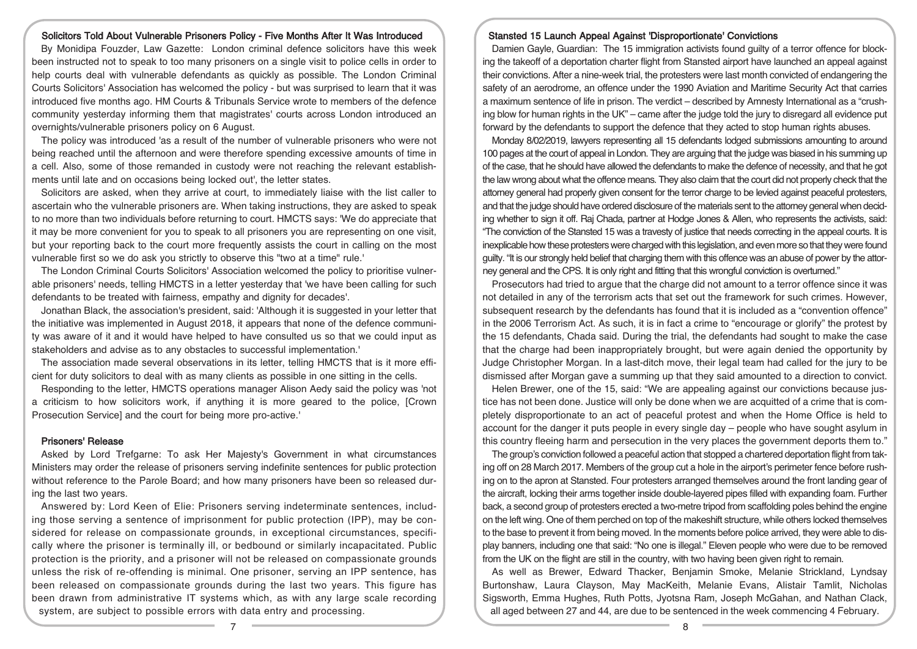### Solicitors Told About Vulnerable Prisoners Policy - Five Months After It Was Introduced

By Monidipa Fouzder, Law Gazette: London criminal defence solicitors have this week been instructed not to speak to too many prisoners on a single visit to police cells in order to help courts deal with vulnerable defendants as quickly as possible. The London Criminal Courts Solicitors' Association has welcomed the policy - but was surprised to learn that it was introduced five months ago. HM Courts & Tribunals Service wrote to members of the defence community yesterday informing them that magistrates' courts across London introduced an overnights/vulnerable prisoners policy on 6 August.

The policy was introduced 'as a result of the number of vulnerable prisoners who were not being reached until the afternoon and were therefore spending excessive amounts of time in a cell. Also, some of those remanded in custody were not reaching the relevant establishments until late and on occasions being locked out', the letter states.

Solicitors are asked, when they arrive at court, to immediately liaise with the list caller to ascertain who the vulnerable prisoners are. When taking instructions, they are asked to speak to no more than two individuals before returning to court. HMCTS says: 'We do appreciate that it may be more convenient for you to speak to all prisoners you are representing on one visit, but your reporting back to the court more frequently assists the court in calling on the most vulnerable first so we do ask you strictly to observe this "two at a time" rule.'

The London Criminal Courts Solicitors' Association welcomed the policy to prioritise vulnerable prisoners' needs, telling HMCTS in a letter yesterday that 'we have been calling for such defendants to be treated with fairness, empathy and dignity for decades'.

Jonathan Black, the association's president, said: 'Although it is suggested in your letter that the initiative was implemented in August 2018, it appears that none of the defence community was aware of it and it would have helped to have consulted us so that we could input as stakeholders and advise as to any obstacles to successful implementation.'

The association made several observations in its letter, telling HMCTS that is it more efficient for duty solicitors to deal with as many clients as possible in one sitting in the cells.

Responding to the letter, HMCTS operations manager Alison Aedy said the policy was 'not a criticism to how solicitors work, if anything it is more geared to the police, [Crown Prosecution Service] and the court for being more pro-active.'

### Prisoners' Release

Asked by Lord Trefgarne: To ask Her Majesty's Government in what circumstances Ministers may order the release of prisoners serving indefinite sentences for public protection without reference to the Parole Board; and how many prisoners have been so released during the last two years.

Answered by: Lord Keen of Elie: Prisoners serving indeterminate sentences, including those serving a sentence of imprisonment for public protection (IPP), may be considered for release on compassionate grounds, in exceptional circumstances, specifically where the prisoner is terminally ill, or bedbound or similarly incapacitated. Public protection is the priority, and a prisoner will not be released on compassionate grounds unless the risk of re-offending is minimal. One prisoner, serving an IPP sentence, has been released on compassionate grounds during the last two years. This figure has been drawn from administrative IT systems which, as with any large scale recording system, are subject to possible errors with data entry and processing.

### Stansted 15 Launch Appeal Against 'Disproportionate' Convictions

Damien Gayle, Guardian: The 15 immigration activists found guilty of a terror offence for blocking the takeoff of a deportation charter flight from Stansted airport have launched an appeal against their convictions. After a nine-week trial, the protesters were last month convicted of endangering the safety of an aerodrome, an offence under the 1990 Aviation and Maritime Security Act that carries a maximum sentence of life in prison. The verdict – described by Amnesty International as a "crushing blow for human rights in the UK" – came after the judge told the jury to disregard all evidence put forward by the defendants to support the defence that they acted to stop human rights abuses.

Monday 8/02/2019, lawyers representing all 15 defendants lodged submissions amounting to around 100 pages at the court of appeal in London. They are arguing that the judge was biased in his summing up of the case, that he should have allowed the defendants to make the defence of necessity, and that he got the law wrong about what the offence means. They also claim that the court did not properly check that the attorney general had properly given consent for the terror charge to be levied against peaceful protesters, and that the judge should have ordered disclosure of the materials sent to the attorney general when deciding whether to sign it off. Raj Chada, partner at Hodge Jones & Allen, who represents the activists, said: "The conviction of the Stansted 15 was a travesty of justice that needs correcting in the appeal courts. It is inexplicable how these protesters were charged with this legislation, and even more so that they were found guilty. "It is our strongly held belief that charging them with this offence was an abuse of power by the attorney general and the CPS. It is only right and fitting that this wrongful conviction is overturned."

Prosecutors had tried to argue that the charge did not amount to a terror offence since it was not detailed in any of the terrorism acts that set out the framework for such crimes. However, subsequent research by the defendants has found that it is included as a "convention offence" in the 2006 Terrorism Act. As such, it is in fact a crime to "encourage or glorify" the protest by the 15 defendants, Chada said. During the trial, the defendants had sought to make the case that the charge had been inappropriately brought, but were again denied the opportunity by Judge Christopher Morgan. In a last-ditch move, their legal team had called for the jury to be dismissed after Morgan gave a summing up that they said amounted to a direction to convict.

Helen Brewer, one of the 15, said: "We are appealing against our convictions because justice has not been done. Justice will only be done when we are acquitted of a crime that is completely disproportionate to an act of peaceful protest and when the Home Office is held to account for the danger it puts people in every single day – people who have sought asylum in this country fleeing harm and persecution in the very places the government deports them to."

The group's conviction followed a peaceful action that stopped a chartered deportation flight from taking off on 28 March 2017. Members of the group cut a hole in the airport's perimeter fence before rushing on to the apron at Stansted. Four protesters arranged themselves around the front landing gear of the aircraft, locking their arms together inside double-layered pipes filled with expanding foam. Further back, a second group of protesters erected a two-metre tripod from scaffolding poles behind the engine on the left wing. One of them perched on top of the makeshift structure, while others locked themselves to the base to prevent it from being moved. In the moments before police arrived, they were able to display banners, including one that said: "No one is illegal." Eleven people who were due to be removed from the UK on the flight are still in the country, with two having been given right to remain.

As well as Brewer, Edward Thacker, Benjamin Smoke, Melanie Strickland, Lyndsay Burtonshaw, Laura Clayson, May MacKeith, Melanie Evans, Alistair Tamlit, Nicholas Sigsworth, Emma Hughes, Ruth Potts, Jyotsna Ram, Joseph McGahan, and Nathan Clack, all aged between 27 and 44, are due to be sentenced in the week commencing 4 February.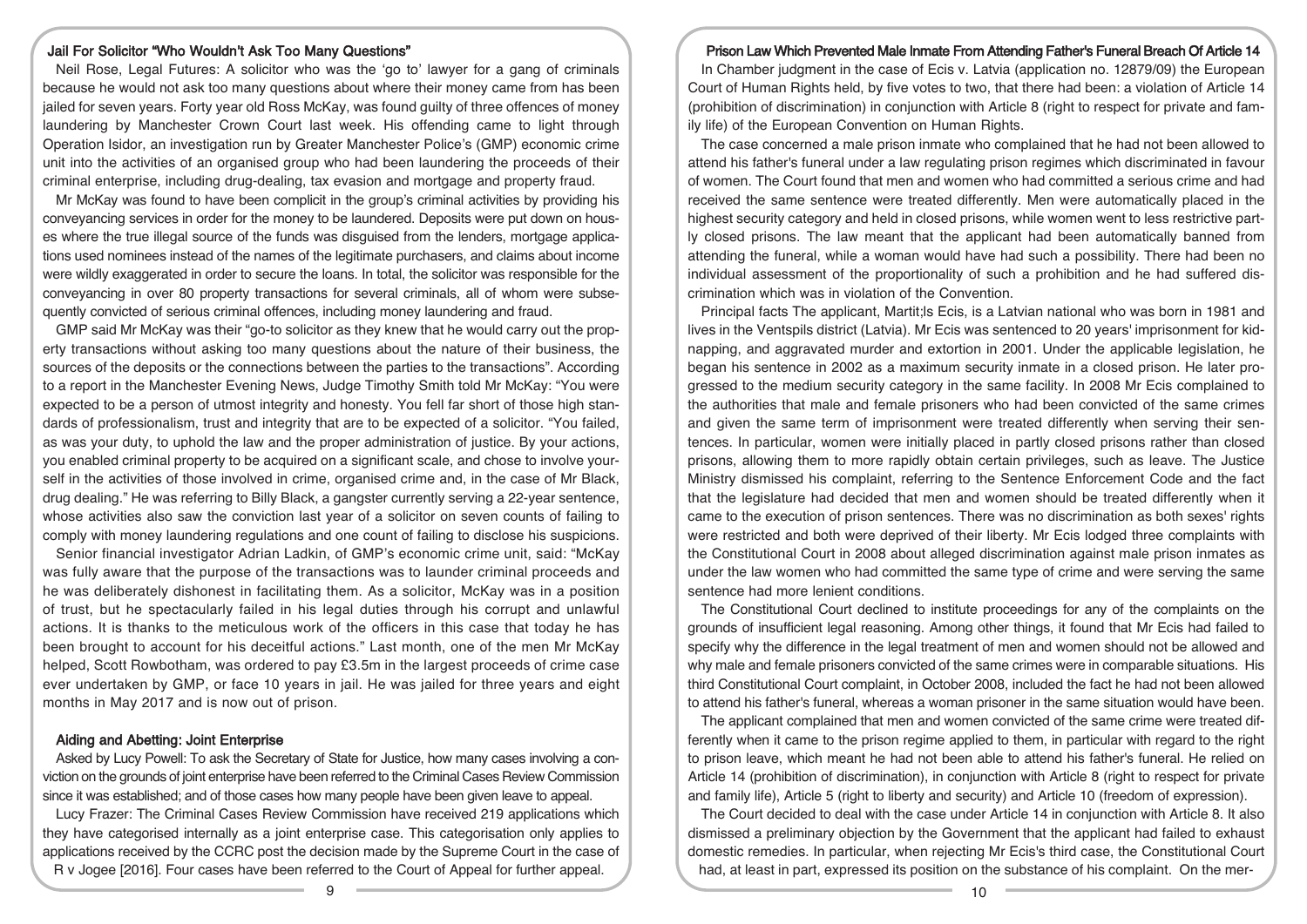## Jail For Solicitor "Who Wouldn't Ask Too Many Questions"

Neil Rose, Legal Futures: A solicitor who was the 'go to' lawyer for a gang of criminals because he would not ask too many questions about where their money came from has been jailed for seven years. Forty year old Ross McKay, was found guilty of three offences of money laundering by Manchester Crown Court last week. His offending came to light through Operation Isidor, an investigation run by Greater Manchester Police's (GMP) economic crime unit into the activities of an organised group who had been laundering the proceeds of their criminal enterprise, including drug-dealing, tax evasion and mortgage and property fraud.

Mr McKay was found to have been complicit in the group's criminal activities by providing his conveyancing services in order for the money to be laundered. Deposits were put down on houses where the true illegal source of the funds was disguised from the lenders, mortgage applications used nominees instead of the names of the legitimate purchasers, and claims about income were wildly exaggerated in order to secure the loans. In total, the solicitor was responsible for the conveyancing in over 80 property transactions for several criminals, all of whom were subsequently convicted of serious criminal offences, including money laundering and fraud.

GMP said Mr McKay was their "go-to solicitor as they knew that he would carry out the property transactions without asking too many questions about the nature of their business, the sources of the deposits or the connections between the parties to the transactions". According to a report in the Manchester Evening News, Judge Timothy Smith told Mr McKay: "You were expected to be a person of utmost integrity and honesty. You fell far short of those high standards of professionalism, trust and integrity that are to be expected of a solicitor. "You failed, as was your duty, to uphold the law and the proper administration of justice. By your actions, you enabled criminal property to be acquired on a significant scale, and chose to involve yourself in the activities of those involved in crime, organised crime and, in the case of Mr Black, drug dealing." He was referring to Billy Black, a gangster currently serving a 22-year sentence, whose activities also saw the conviction last year of a solicitor on seven counts of failing to comply with money laundering regulations and one count of failing to disclose his suspicions.

Senior financial investigator Adrian Ladkin, of GMP's economic crime unit, said: "McKay was fully aware that the purpose of the transactions was to launder criminal proceeds and he was deliberately dishonest in facilitating them. As a solicitor, McKay was in a position of trust, but he spectacularly failed in his legal duties through his corrupt and unlawful actions. It is thanks to the meticulous work of the officers in this case that today he has been brought to account for his deceitful actions." Last month, one of the men Mr McKay helped, Scott Rowbotham, was ordered to pay £3.5m in the largest proceeds of crime case ever undertaken by GMP, or face 10 years in jail. He was jailed for three years and eight months in May 2017 and is now out of prison.

## Aiding and Abetting: Joint Enterprise

Asked by Lucy Powell: To ask the Secretary of State for Justice, how many cases involving a conviction on the grounds of joint enterprise have been referred to the Criminal Cases Review Commission since it was established; and of those cases how many people have been given leave to appeal.

Lucy Frazer: The Criminal Cases Review Commission have received 219 applications which they have categorised internally as a joint enterprise case. This categorisation only applies to applications received by the CCRC post the decision made by the Supreme Court in the case of R v Jogee [2016]. Four cases have been referred to the Court of Appeal for further appeal.

## Prison Law Which Prevented Male Inmate From Attending Father's Funeral Breach Of Article 14

In Chamber judgment in the case of Ecis v. Latvia (application no. 12879/09) the European Court of Human Rights held, by five votes to two, that there had been: a violation of Article 14 (prohibition of discrimination) in conjunction with Article 8 (right to respect for private and family life) of the European Convention on Human Rights.

The case concerned a male prison inmate who complained that he had not been allowed to attend his father's funeral under a law regulating prison regimes which discriminated in favour of women. The Court found that men and women who had committed a serious crime and had received the same sentence were treated differently. Men were automatically placed in the highest security category and held in closed prisons, while women went to less restrictive partly closed prisons. The law meant that the applicant had been automatically banned from attending the funeral, while a woman would have had such a possibility. There had been no individual assessment of the proportionality of such a prohibition and he had suffered discrimination which was in violation of the Convention.

Principal facts The applicant, Martit;ls Ecis, is a Latvian national who was born in 1981 and lives in the Ventspils district (Latvia). Mr Ecis was sentenced to 20 years' imprisonment for kidnapping, and aggravated murder and extortion in 2001. Under the applicable legislation, he began his sentence in 2002 as a maximum security inmate in a closed prison. He later progressed to the medium security category in the same facility. In 2008 Mr Ecis complained to the authorities that male and female prisoners who had been convicted of the same crimes and given the same term of imprisonment were treated differently when serving their sentences. In particular, women were initially placed in partly closed prisons rather than closed prisons, allowing them to more rapidly obtain certain privileges, such as leave. The Justice Ministry dismissed his complaint, referring to the Sentence Enforcement Code and the fact that the legislature had decided that men and women should be treated differently when it came to the execution of prison sentences. There was no discrimination as both sexes' rights were restricted and both were deprived of their liberty. Mr Ecis lodged three complaints with the Constitutional Court in 2008 about alleged discrimination against male prison inmates as under the law women who had committed the same type of crime and were serving the same sentence had more lenient conditions.

The Constitutional Court declined to institute proceedings for any of the complaints on the grounds of insufficient legal reasoning. Among other things, it found that Mr Ecis had failed to specify why the difference in the legal treatment of men and women should not be allowed and why male and female prisoners convicted of the same crimes were in comparable situations. His third Constitutional Court complaint, in October 2008, included the fact he had not been allowed to attend his father's funeral, whereas a woman prisoner in the same situation would have been.

The applicant complained that men and women convicted of the same crime were treated differently when it came to the prison regime applied to them, in particular with regard to the right to prison leave, which meant he had not been able to attend his father's funeral. He relied on Article 14 (prohibition of discrimination), in conjunction with Article 8 (right to respect for private and family life), Article 5 (right to liberty and security) and Article 10 (freedom of expression).

The Court decided to deal with the case under Article 14 in conjunction with Article 8. It also dismissed a preliminary objection by the Government that the applicant had failed to exhaust domestic remedies. In particular, when rejecting Mr Ecis's third case, the Constitutional Court had, at least in part, expressed its position on the substance of his complaint. On the mer-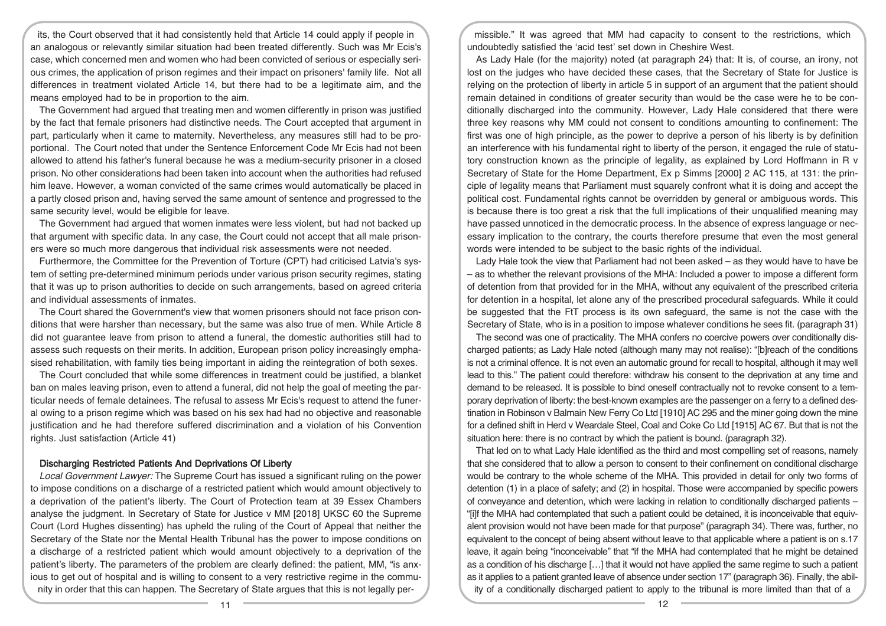its, the Court observed that it had consistently held that Article 14 could apply if people in an analogous or relevantly similar situation had been treated differently. Such was Mr Ecis's case, which concerned men and women who had been convicted of serious or especially serious crimes, the application of prison regimes and their impact on prisoners' family life. Not all differences in treatment violated Article 14, but there had to be a legitimate aim, and the means employed had to be in proportion to the aim.

The Government had argued that treating men and women differently in prison was justified by the fact that female prisoners had distinctive needs. The Court accepted that argument in part, particularly when it came to maternity. Nevertheless, any measures still had to be proportional. The Court noted that under the Sentence Enforcement Code Mr Ecis had not been allowed to attend his father's funeral because he was a medium-security prisoner in a closed prison. No other considerations had been taken into account when the authorities had refused him leave. However, a woman convicted of the same crimes would automatically be placed in a partly closed prison and, having served the same amount of sentence and progressed to the same security level, would be eligible for leave.

The Government had argued that women inmates were less violent, but had not backed up that argument with specific data. In any case, the Court could not accept that all male prisoners were so much more dangerous that individual risk assessments were not needed.

Furthermore, the Committee for the Prevention of Torture (CPT) had criticised Latvia's system of setting pre-determined minimum periods under various prison security regimes, stating that it was up to prison authorities to decide on such arrangements, based on agreed criteria and individual assessments of inmates.

The Court shared the Government's view that women prisoners should not face prison conditions that were harsher than necessary, but the same was also true of men. While Article 8 did not guarantee leave from prison to attend a funeral, the domestic authorities still had to assess such requests on their merits. In addition, European prison policy increasingly emphasised rehabilitation, with family ties being important in aiding the reintegration of both sexes.

The Court concluded that while some differences in treatment could be justified, a blanket ban on males leaving prison, even to attend a funeral, did not help the goal of meeting the particular needs of female detainees. The refusal to assess Mr Ecis's request to attend the funeral owing to a prison regime which was based on his sex had had no objective and reasonable justification and he had therefore suffered discrimination and a violation of his Convention rights. Just satisfaction (Article 41)

### Discharging Restricted Patients And Deprivations Of Liberty

*Local Government Lawyer:* The Supreme Court has issued a significant ruling on the power to impose conditions on a discharge of a restricted patient which would amount objectively to a deprivation of the patient's liberty. The Court of Protection team at 39 Essex Chambers analyse the judgment. In Secretary of State for Justice v MM [2018] UKSC 60 the Supreme Court (Lord Hughes dissenting) has upheld the ruling of the Court of Appeal that neither the Secretary of the State nor the Mental Health Tribunal has the power to impose conditions on a discharge of a restricted patient which would amount objectively to a deprivation of the patient's liberty. The parameters of the problem are clearly defined: the patient, MM, "is anxious to get out of hospital and is willing to consent to a very restrictive regime in the community in order that this can happen. The Secretary of State argues that this is not legally permissible." It was agreed that MM had capacity to consent to the restrictions, which undoubtedly satisfied the 'acid test' set down in Cheshire West.

As Lady Hale (for the majority) noted (at paragraph 24) that: It is, of course, an irony, not lost on the judges who have decided these cases, that the Secretary of State for Justice is relying on the protection of liberty in article 5 in support of an argument that the patient should remain detained in conditions of greater security than would be the case were he to be conditionally discharged into the community. However, Lady Hale considered that there were three key reasons why MM could not consent to conditions amounting to confinement: The first was one of high principle, as the power to deprive a person of his liberty is by definition an interference with his fundamental right to liberty of the person, it engaged the rule of statutory construction known as the principle of legality, as explained by Lord Hoffmann in R v Secretary of State for the Home Department, Ex p Simms [2000] 2 AC 115, at 131: the principle of legality means that Parliament must squarely confront what it is doing and accept the political cost. Fundamental rights cannot be overridden by general or ambiguous words. This is because there is too great a risk that the full implications of their unqualified meaning may have passed unnoticed in the democratic process. In the absence of express language or necessary implication to the contrary, the courts therefore presume that even the most general words were intended to be subject to the basic rights of the individual.

Lady Hale took the view that Parliament had not been asked – as they would have to have be – as to whether the relevant provisions of the MHA: Included a power to impose a different form of detention from that provided for in the MHA, without any equivalent of the prescribed criteria for detention in a hospital, let alone any of the prescribed procedural safeguards. While it could be suggested that the FtT process is its own safeguard, the same is not the case with the Secretary of State, who is in a position to impose whatever conditions he sees fit. (paragraph 31)

The second was one of practicality. The MHA confers no coercive powers over conditionally discharged patients; as Lady Hale noted (although many may not realise): "[b]reach of the conditions is not a criminal offence. It is not even an automatic ground for recall to hospital, although it may well lead to this." The patient could therefore: withdraw his consent to the deprivation at any time and demand to be released. It is possible to bind oneself contractually not to revoke consent to a temporary deprivation of liberty: the best-known examples are the passenger on a ferry to a defined destination in Robinson v Balmain New Ferry Co Ltd [1910] AC 295 and the miner going down the mine for a defined shift in Herd v Weardale Steel, Coal and Coke Co Ltd [1915] AC 67. But that is not the situation here: there is no contract by which the patient is bound. (paragraph 32).

That led on to what Lady Hale identified as the third and most compelling set of reasons, namely that she considered that to allow a person to consent to their confinement on conditional discharge would be contrary to the whole scheme of the MHA. This provided in detail for only two forms of detention (1) in a place of safety; and (2) in hospital. Those were accompanied by specific powers of conveyance and detention, which were lacking in relation to conditionally discharged patients – "[i]f the MHA had contemplated that such a patient could be detained, it is inconceivable that equivalent provision would not have been made for that purpose" (paragraph 34). There was, further, no equivalent to the concept of being absent without leave to that applicable where a patient is on s.17 leave, it again being "inconceivable" that "if the MHA had contemplated that he might be detained as a condition of his discharge […] that it would not have applied the same regime to such a patient as it applies to a patient granted leave of absence under section 17" (paragraph 36). Finally, the ability of a conditionally discharged patient to apply to the tribunal is more limited than that of a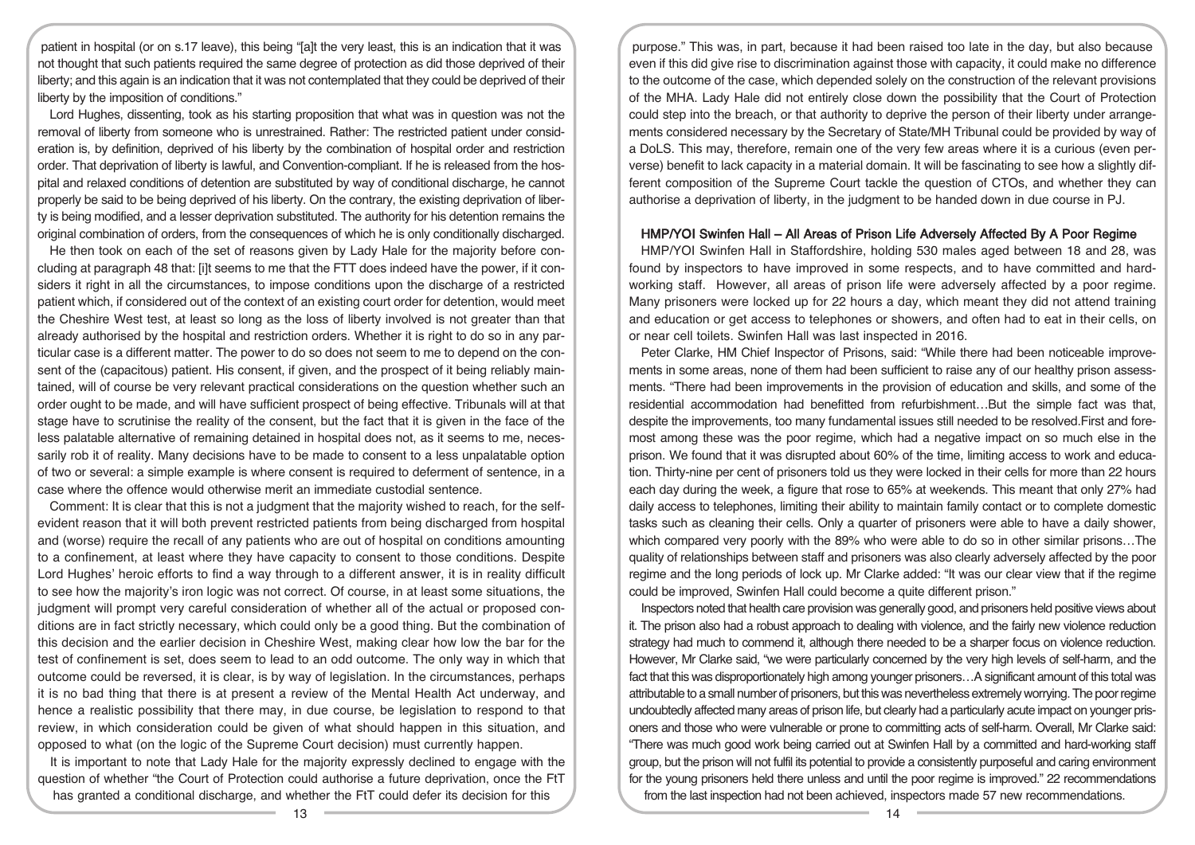patient in hospital (or on s.17 leave), this being "[a]t the very least, this is an indication that it was not thought that such patients required the same degree of protection as did those deprived of their liberty; and this again is an indication that it was not contemplated that they could be deprived of their liberty by the imposition of conditions."

Lord Hughes, dissenting, took as his starting proposition that what was in question was not the removal of liberty from someone who is unrestrained. Rather: The restricted patient under consideration is, by definition, deprived of his liberty by the combination of hospital order and restriction order. That deprivation of liberty is lawful, and Convention-compliant. If he is released from the hospital and relaxed conditions of detention are substituted by way of conditional discharge, he cannot properly be said to be being deprived of his liberty. On the contrary, the existing deprivation of liberty is being modified, and a lesser deprivation substituted. The authority for his detention remains the original combination of orders, from the consequences of which he is only conditionally discharged.

He then took on each of the set of reasons given by Lady Hale for the majority before concluding at paragraph 48 that: [i]t seems to me that the FTT does indeed have the power, if it considers it right in all the circumstances, to impose conditions upon the discharge of a restricted patient which, if considered out of the context of an existing court order for detention, would meet the Cheshire West test, at least so long as the loss of liberty involved is not greater than that already authorised by the hospital and restriction orders. Whether it is right to do so in any particular case is a different matter. The power to do so does not seem to me to depend on the consent of the (capacitous) patient. His consent, if given, and the prospect of it being reliably maintained, will of course be very relevant practical considerations on the question whether such an order ought to be made, and will have sufficient prospect of being effective. Tribunals will at that stage have to scrutinise the reality of the consent, but the fact that it is given in the face of the less palatable alternative of remaining detained in hospital does not, as it seems to me, necessarily rob it of reality. Many decisions have to be made to consent to a less unpalatable option of two or several: a simple example is where consent is required to deferment of sentence, in a case where the offence would otherwise merit an immediate custodial sentence.

Comment: It is clear that this is not a judgment that the majority wished to reach, for the self-evident reason that it will both prevent restricted patients from being discharged from hospital and (worse) require the recall of any patients who are out of hospital on conditions amounting to a confinement, at least where they have capacity to consent to those conditions. Despite Lord Hughes' heroic efforts to find a way through to a different answer, it is in reality difficult to see how the majority's iron logic was not correct. Of course, in at least some situations, the judgment will prompt very careful consideration of whether all of the actual or proposed conditions are in fact strictly necessary, which could only be a good thing. But the combination of this decision and the earlier decision in Cheshire West, making clear how low the bar for the test of confinement is set, does seem to lead to an odd outcome. The only way in which that outcome could be reversed, it is clear, is by way of legislation. In the circumstances, perhaps it is no bad thing that there is at present a review of the Mental Health Act underway, and hence a realistic possibility that there may, in due course, be legislation to respond to that review, in which consideration could be given of what should happen in this situation, and opposed to what (on the logic of the Supreme Court decision) must currently happen.

It is important to note that Lady Hale for the majority expressly declined to engage with the question of whether "the Court of Protection could authorise a future deprivation, once the FtT has granted a conditional discharge, and whether the FtT could defer its decision for this purpose." This was, in part, because it had been raised too late in the day, but also because even if this did give rise to discrimination against those with capacity, it could make no difference to the outcome of the case, which depended solely on the construction of the relevant provisions of the MHA. Lady Hale did not entirely close down the possibility that the Court of Protection could step into the breach, or that authority to deprive the person of their liberty under arrangements considered necessary by the Secretary of State/MH Tribunal could be provided by way of a DoLS. This may, therefore, remain one of the very few areas where it is a curious (even perverse) benefit to lack capacity in a material domain. It will be fascinating to see how a slightly different composition of the Supreme Court tackle the question of CTOs, and whether they can authorise a deprivation of liberty, in the judgment to be handed down in due course in PJ.

## HMP/YOI Swinfen Hall – All Areas of Prison Life Adversely Affected By A Poor Regime

HMP/YOI Swinfen Hall in Staffordshire, holding 530 males aged between 18 and 28, was found by inspectors to have improved in some respects, and to have committed and hard-working staff. However, all areas of prison life were adversely affected by a poor regime. Many prisoners were locked up for 22 hours a day, which meant they did not attend training and education or get access to telephones or showers, and often had to eat in their cells, on or near cell toilets. Swinfen Hall was last inspected in 2016.

Peter Clarke, HM Chief Inspector of Prisons, said: "While there had been noticeable improvements in some areas, none of them had been sufficient to raise any of our healthy prison assessments. "There had been improvements in the provision of education and skills, and some of the residential accommodation had benefitted from refurbishment…But the simple fact was that, despite the improvements, too many fundamental issues still needed to be resolved.First and foremost among these was the poor regime, which had a negative impact on so much else in the prison. We found that it was disrupted about 60% of the time, limiting access to work and education. Thirty-nine per cent of prisoners told us they were locked in their cells for more than 22 hours each day during the week, a figure that rose to 65% at weekends. This meant that only 27% had daily access to telephones, limiting their ability to maintain family contact or to complete domestic tasks such as cleaning their cells. Only a quarter of prisoners were able to have a daily shower, which compared very poorly with the 89% who were able to do so in other similar prisons…The quality of relationships between staff and prisoners was also clearly adversely affected by the poor regime and the long periods of lock up. Mr Clarke added: "It was our clear view that if the regime could be improved, Swinfen Hall could become a quite different prison."

Inspectors noted that health care provision was generally good, and prisoners held positive views about it. The prison also had a robust approach to dealing with violence, and the fairly new violence reduction strategy had much to commend it, although there needed to be a sharper focus on violence reduction. However, Mr Clarke said, "we were particularly concerned by the very high levels of self-harm, and the fact that this was disproportionately high among younger prisoners…A significant amount of this total was attributable to a small number of prisoners, but this was nevertheless extremely worrying. The poor regime undoubtedly affected many areas of prison life, but clearly had a particularly acute impact on younger prisoners and those who were vulnerable or prone to committing acts of self-harm. Overall, Mr Clarke said: "There was much good work being carried out at Swinfen Hall by a committed and hard-working staff group, but the prison will not fulfil its potential to provide a consistently purposeful and caring environment for the young prisoners held there unless and until the poor regime is improved." 22 recommendations from the last inspection had not been achieved, inspectors made 57 new recommendations.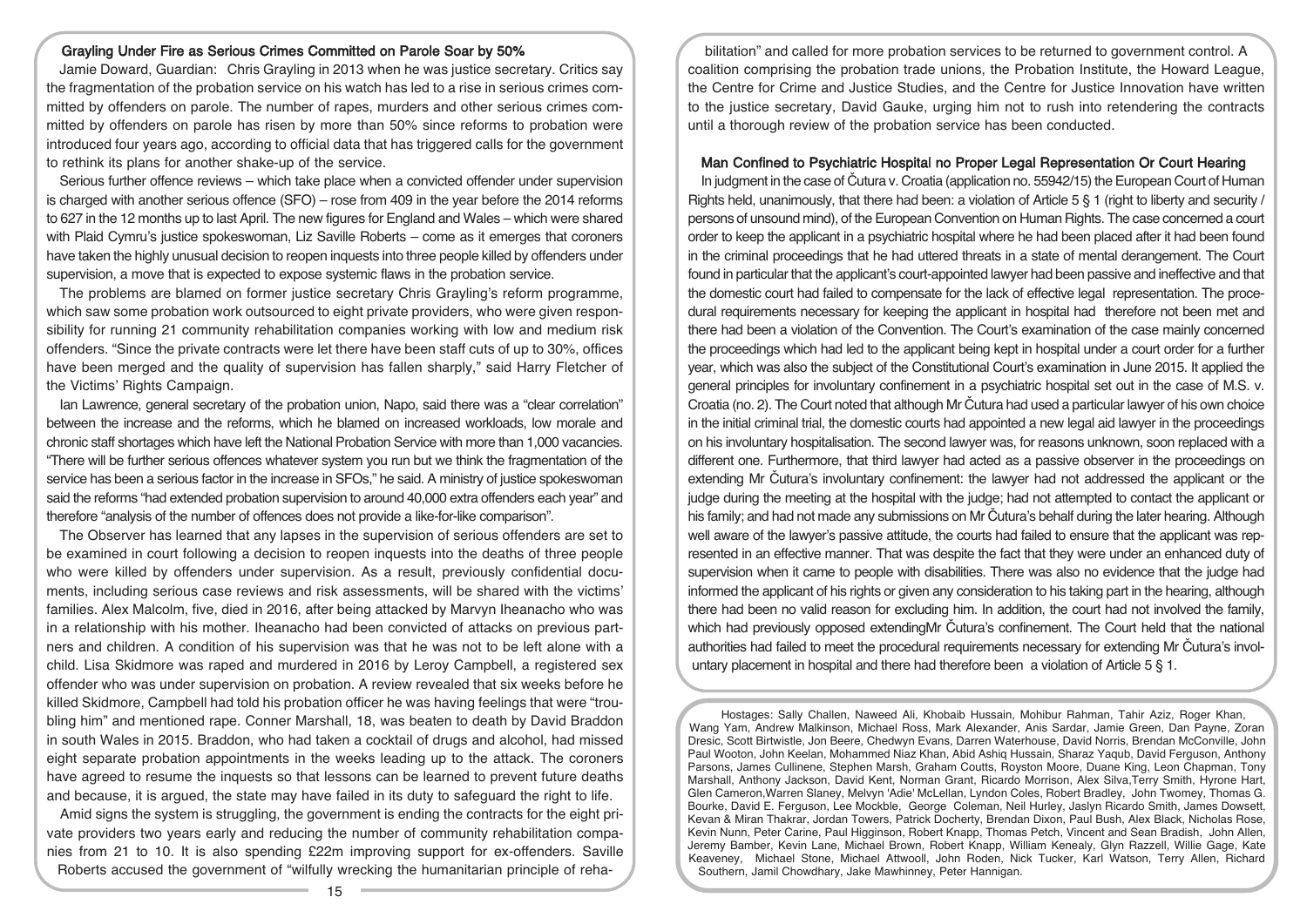## Grayling Under Fire as Serious Crimes Committed on Parole Soar by 50%

Jamie Doward, Guardian: Chris Grayling in 2013 when he was justice secretary. Critics say the fragmentation of the probation service on his watch has led to a rise in serious crimes committed by offenders on parole. The number of rapes, murders and other serious crimes committed by offenders on parole has risen by more than 50% since reforms to probation were introduced four years ago, according to official data that has triggered calls for the government to rethink its plans for another shake-up of the service.

Serious further offence reviews – which take place when a convicted offender under supervision is charged with another serious offence (SFO) – rose from 409 in the year before the 2014 reforms to 627 in the 12 months up to last April. The new figures for England and Wales – which were shared with Plaid Cymru's justice spokeswoman, Liz Saville Roberts – come as it emerges that coroners have taken the highly unusual decision to reopen inquests into three people killed by offenders under supervision, a move that is expected to expose systemic flaws in the probation service.

The problems are blamed on former justice secretary Chris Grayling's reform programme, which saw some probation work outsourced to eight private providers, who were given responsibility for running 21 community rehabilitation companies working with low and medium risk offenders. "Since the private contracts were let there have been staff cuts of up to 30%, offices have been merged and the quality of supervision has fallen sharply," said Harry Fletcher of the Victims' Rights Campaign.

Ian Lawrence, general secretary of the probation union, Napo, said there was a "clear correlation" between the increase and the reforms, which he blamed on increased workloads, low morale and chronic staff shortages which have left the National Probation Service with more than 1,000 vacancies. "There will be further serious offences whatever system you run but we think the fragmentation of the service has been a serious factor in the increase in SFOs," he said. A ministry of justice spokeswoman said the reforms "had extended probation supervision to around 40,000 extra offenders each year" and therefore "analysis of the number of offences does not provide a like-for-like comparison".

The Observer has learned that any lapses in the supervision of serious offenders are set to be examined in court following a decision to reopen inquests into the deaths of three people who were killed by offenders under supervision. As a result, previously confidential documents, including serious case reviews and risk assessments, will be shared with the victims' families. Alex Malcolm, five, died in 2016, after being attacked by Marvyn Iheanacho who was in a relationship with his mother. Iheanacho had been convicted of attacks on previous partners and children. A condition of his supervision was that he was not to be left alone with a child. Lisa Skidmore was raped and murdered in 2016 by Leroy Campbell, a registered sex offender who was under supervision on probation. A review revealed that six weeks before he killed Skidmore, Campbell had told his probation officer he was having feelings that were "troubling him" and mentioned rape. Conner Marshall, 18, was beaten to death by David Braddon in south Wales in 2015. Braddon, who had taken a cocktail of drugs and alcohol, had missed eight separate probation appointments in the weeks leading up to the attack. The coroners have agreed to resume the inquests so that lessons can be learned to prevent future deaths and because, it is argued, the state may have failed in its duty to safeguard the right to life.

Amid signs the system is struggling, the government is ending the contracts for the eight private providers two years early and reducing the number of community rehabilitation companies from 21 to 10. It is also spending £22m improving support for ex-offenders. Saville Roberts accused the government of "wilfully wrecking the humanitarian principle of rehabilitation" and called for more probation services to be returned to government control. A coalition comprising the probation trade unions, the Probation Institute, the Howard League, the Centre for Crime and Justice Studies, and the Centre for Justice Innovation have written to the justice secretary, David Gauke, urging him not to rush into retendering the contracts until a thorough review of the probation service has been conducted.

## Man Confined to Psychiatric Hospital no Proper Legal Representation Or Court Hearing

In judgment in the case of Čutura v. Croatia (application no. 55942/15) the European Court of Human Rights held, unanimously, that there had been: a violation of Article 5 § 1 (right to liberty and security / persons of unsound mind), of the European Convention on Human Rights. The case concerned a court order to keep the applicant in a psychiatric hospital where he had been placed after it had been found in the criminal proceedings that he had uttered threats in a state of mental derangement. The Court found in particular that the applicant's court-appointed lawyer had been passive and ineffective and that the domestic court had failed to compensate for the lack of effective legal representation. The procedural requirements necessary for keeping the applicant in hospital had therefore not been met and there had been a violation of the Convention. The Court's examination of the case mainly concerned the proceedings which had led to the applicant being kept in hospital under a court order for a further year, which was also the subject of the Constitutional Court's examination in June 2015. It applied the general principles for involuntary confinement in a psychiatric hospital set out in the case of M.S. v. Croatia (no. 2). The Court noted that although Mr Čutura had used a particular lawyer of his own choice in the initial criminal trial, the domestic courts had appointed a new legal aid lawyer in the proceedings on his involuntary hospitalisation. The second lawyer was, for reasons unknown, soon replaced with a different one. Furthermore, that third lawyer had acted as a passive observer in the proceedings on extending Mr Čutura's involuntary confinement: the lawyer had not addressed the applicant or the judge during the meeting at the hospital with the judge; had not attempted to contact the applicant or his family; and had not made any submissions on Mr Čutura's behalf during the later hearing. Although well aware of the lawyer's passive attitude, the courts had failed to ensure that the applicant was represented in an effective manner. That was despite the fact that they were under an enhanced duty of supervision when it came to people with disabilities. There was also no evidence that the judge had informed the applicant of his rights or given any consideration to his taking part in the hearing, although there had been no valid reason for excluding him. In addition, the court had not involved the family, which had previously opposed extendingMr Čutura's confinement. The Court held that the national authorities had failed to meet the procedural requirements necessary for extending Mr Čutura's involuntary placement in hospital and there had therefore been a violation of Article 5 § 1.

Hostages: Sally Challen, Naweed Ali, Khobaib Hussain, Mohibur Rahman, Tahir Aziz, Roger Khan, Wang Yam, Andrew Malkinson, Michael Ross, Mark Alexander, Anis Sardar, Jamie Green, Dan Payne, Zoran Dresic, Scott Birtwistle, Jon Beere, Chedwyn Evans, Darren Waterhouse, David Norris, Brendan McConville, John Paul Wooton, John Keelan, Mohammed Niaz Khan, Abid Ashiq Hussain, Sharaz Yaqub, David Ferguson, Anthony Parsons, James Cullinene, Stephen Marsh, Graham Coutts, Royston Moore, Duane King, Leon Chapman, Tony Marshall, Anthony Jackson, David Kent, Norman Grant, Ricardo Morrison, Alex Silva,Terry Smith, Hyrone Hart, Glen Cameron,Warren Slaney, Melvyn 'Adie' McLellan, Lyndon Coles, Robert Bradley, John Twomey, Thomas G. Bourke, David E. Ferguson, Lee Mockble, George Coleman, Neil Hurley, Jaslyn Ricardo Smith, James Dowsett, Kevan & Miran Thakrar, Jordan Towers, Patrick Docherty, Brendan Dixon, Paul Bush, Alex Black, Nicholas Rose, Kevin Nunn, Peter Carine, Paul Higginson, Robert Knapp, Thomas Petch, Vincent and Sean Bradish, John Allen, Jeremy Bamber, Kevin Lane, Michael Brown, Robert Knapp, William Kenealy, Glyn Razzell, Willie Gage, Kate Keaveney, Michael Stone, Michael Attwooll, John Roden, Nick Tucker, Karl Watson, Terry Allen, Richard Southern, Jamil Chowdhary, Jake Mawhinney, Peter Hannigan.